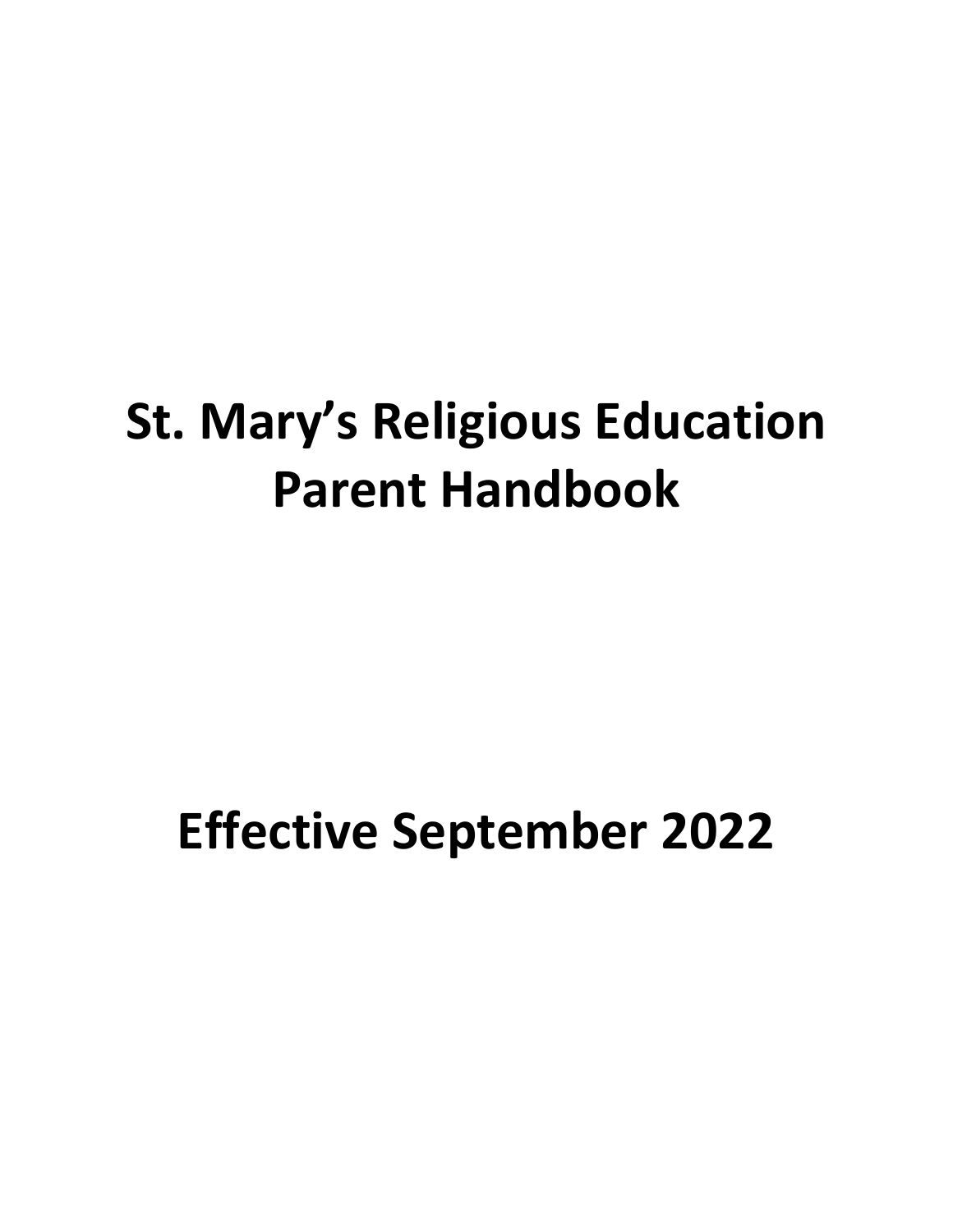# St. Mary's Religious Education Parent Handbook

## Effective September 2022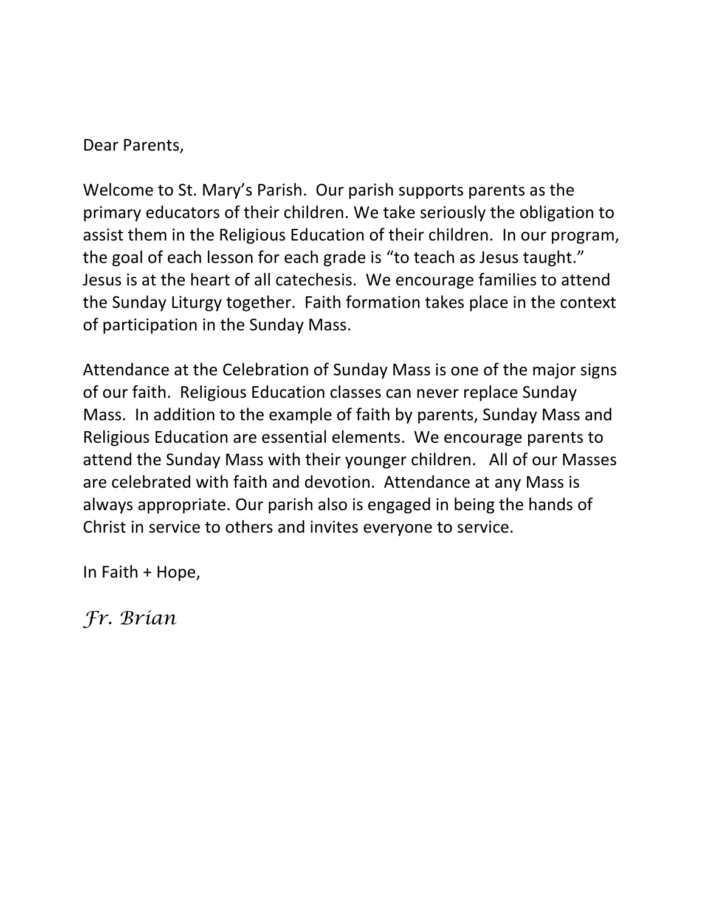Dear Parents,

Welcome to St. Mary's Parish. Our parish supports parents as the primary educators of their children. We take seriously the obligation to assist them in the Religious Education of their children. In our program, the goal of each lesson for each grade is "to teach as Jesus taught." Jesus is at the heart of all catechesis. We encourage families to attend the Sunday Liturgy together. Faith formation takes place in the context of participation in the Sunday Mass.

Attendance at the Celebration of Sunday Mass is one of the major signs of our faith. Religious Education classes can never replace Sunday Mass. In addition to the example of faith by parents, Sunday Mass and Religious Education are essential elements. We encourage parents to attend the Sunday Mass with their younger children. All of our Masses are celebrated with faith and devotion. Attendance at any Mass is always appropriate. Our parish also is engaged in being the hands of Christ in service to others and invites everyone to service.

In Faith + Hope,

*Fr. Brian*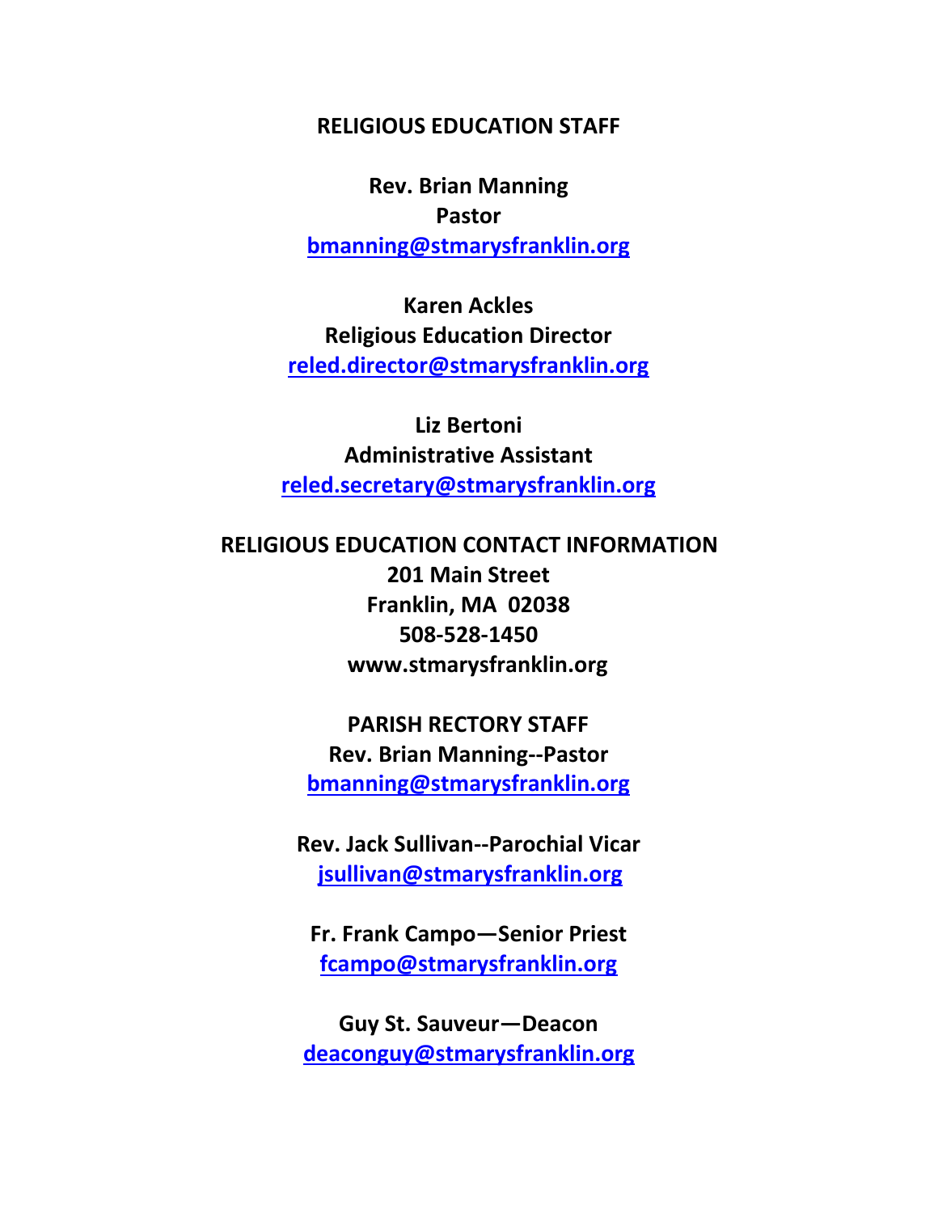## RELIGIOUS EDUCATION STAFF

**Rev. Brian Manning**
**Pastor**
**bmanning@stmarysfranklin.org**

**Karen Ackles**
**Religious Education Director**
**reled.director@stmarysfranklin.org**

**Liz Bertoni**
**Administrative Assistant**
**reled.secretary@stmarysfranklin.org**

## RELIGIOUS EDUCATION CONTACT INFORMATION

**201 Main Street**
**Franklin, MA 02038**
**508-528-1450**
**www.stmarysfranklin.org**

## PARISH RECTORY STAFF

**Rev. Brian Manning--Pastor**
**bmanning@stmarysfranklin.org**

**Rev. Jack Sullivan--Parochial Vicar**
**jsullivan@stmarysfranklin.org**

**Fr. Frank Campo—Senior Priest**
**fcampo@stmarysfranklin.org**

**Guy St. Sauveur—Deacon**
**deaconguy@stmarysfranklin.org**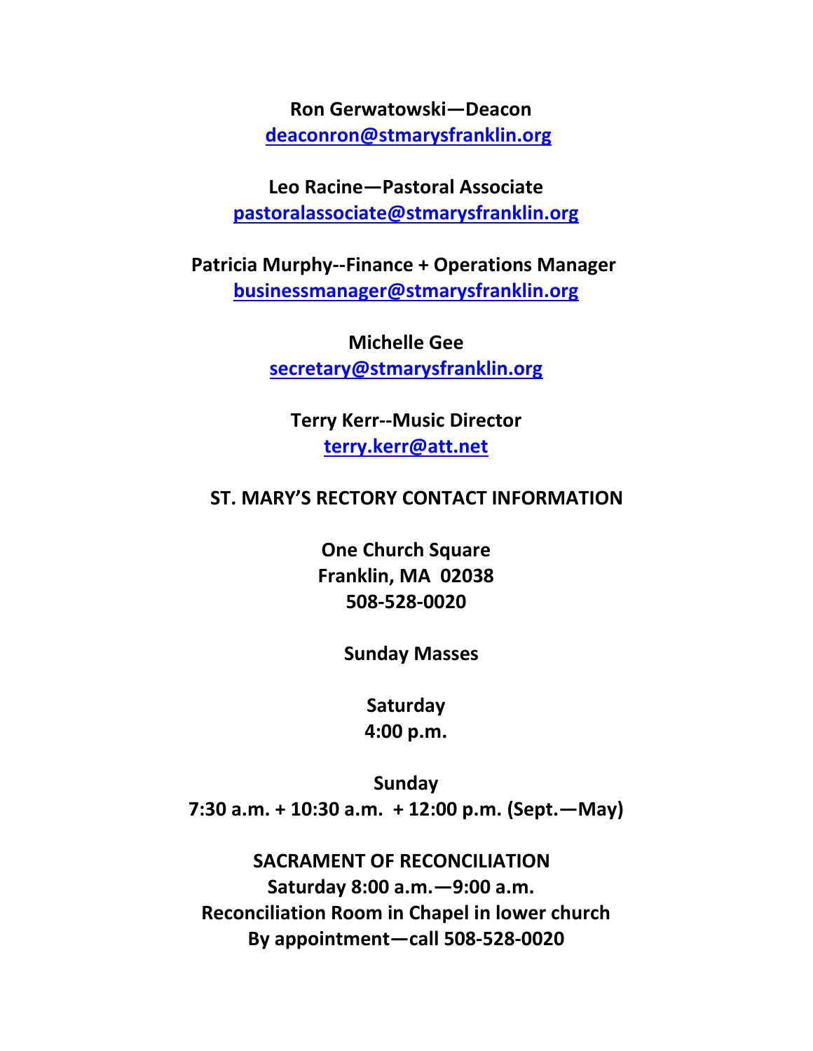**Ron Gerwatowski—Deacon**
**deaconron@stmarysfranklin.org**

**Leo Racine—Pastoral Associate**
**pastoralassociate@stmarysfranklin.org**

**Patricia Murphy--Finance + Operations Manager**
**businessmanager@stmarysfranklin.org**

**Michelle Gee**
**secretary@stmarysfranklin.org**

**Terry Kerr--Music Director**
**terry.kerr@att.net**

**ST. MARY'S RECTORY CONTACT INFORMATION**

**One Church Square**
**Franklin, MA 02038**
**508-528-0020**

**Sunday Masses**

**Saturday**
**4:00 p.m.**

**Sunday**
**7:30 a.m. + 10:30 a.m. + 12:00 p.m. (Sept.—May)**

**SACRAMENT OF RECONCILIATION**
**Saturday 8:00 a.m.—9:00 a.m.**
**Reconciliation Room in Chapel in lower church**
**By appointment—call 508-528-0020**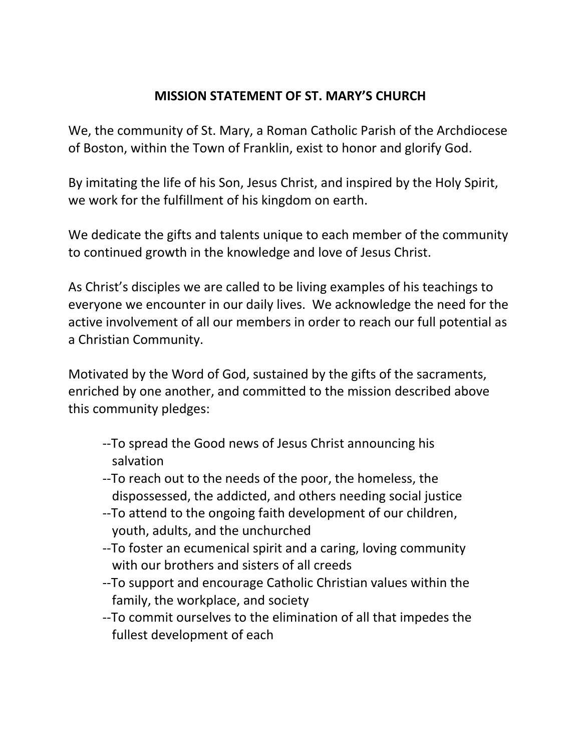# MISSION STATEMENT OF ST. MARY'S CHURCH

We, the community of St. Mary, a Roman Catholic Parish of the Archdiocese of Boston, within the Town of Franklin, exist to honor and glorify God.

By imitating the life of his Son, Jesus Christ, and inspired by the Holy Spirit, we work for the fulfillment of his kingdom on earth.

We dedicate the gifts and talents unique to each member of the community to continued growth in the knowledge and love of Jesus Christ.

As Christ's disciples we are called to be living examples of his teachings to everyone we encounter in our daily lives. We acknowledge the need for the active involvement of all our members in order to reach our full potential as a Christian Community.

Motivated by the Word of God, sustained by the gifts of the sacraments, enriched by one another, and committed to the mission described above this community pledges:

--To spread the Good news of Jesus Christ announcing his salvation
--To reach out to the needs of the poor, the homeless, the dispossessed, the addicted, and others needing social justice
--To attend to the ongoing faith development of our children, youth, adults, and the unchurched
--To foster an ecumenical spirit and a caring, loving community with our brothers and sisters of all creeds
--To support and encourage Catholic Christian values within the family, the workplace, and society
--To commit ourselves to the elimination of all that impedes the fullest development of each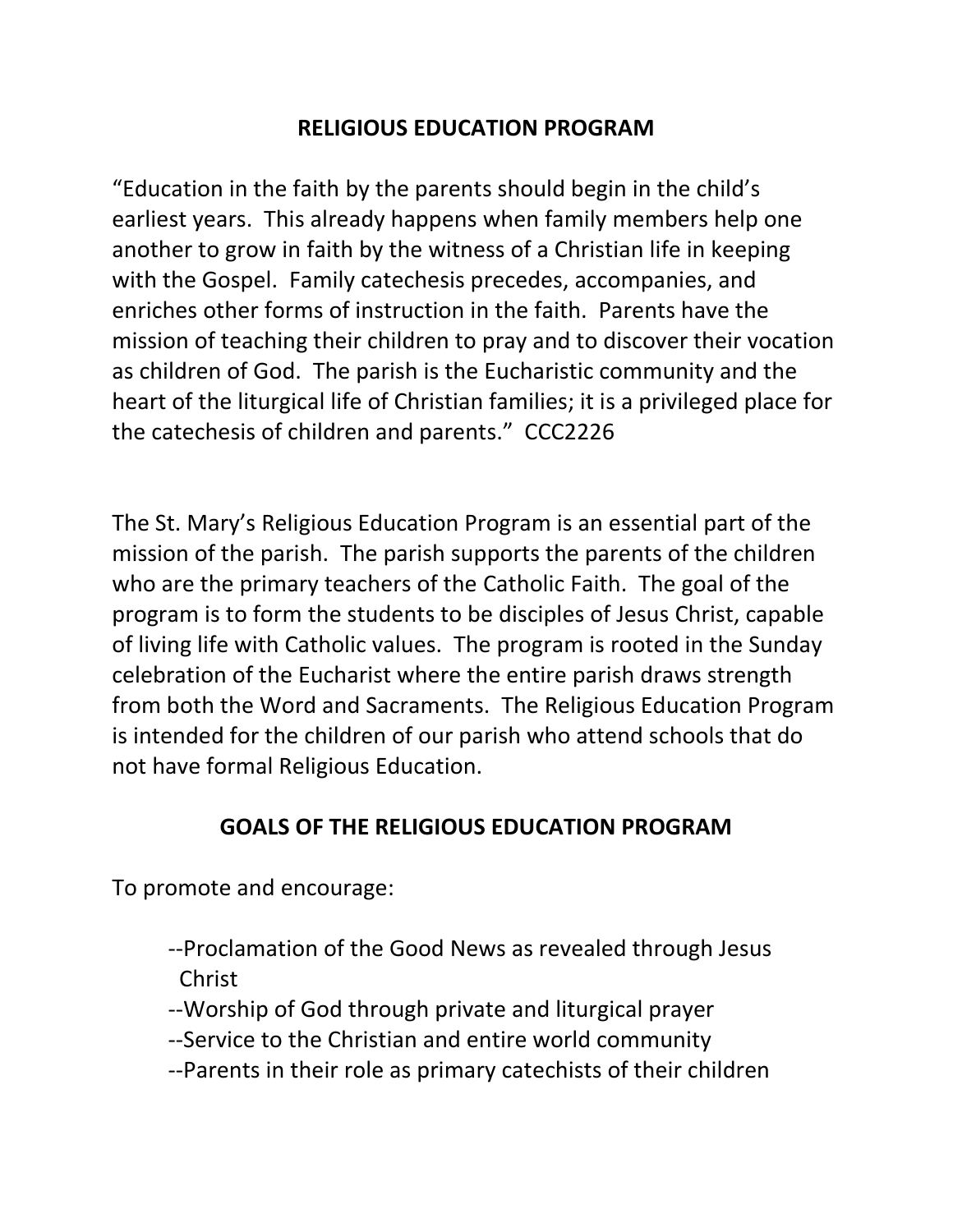## RELIGIOUS EDUCATION PROGRAM

"Education in the faith by the parents should begin in the child's earliest years. This already happens when family members help one another to grow in faith by the witness of a Christian life in keeping with the Gospel. Family catechesis precedes, accompanies, and enriches other forms of instruction in the faith. Parents have the mission of teaching their children to pray and to discover their vocation as children of God. The parish is the Eucharistic community and the heart of the liturgical life of Christian families; it is a privileged place for the catechesis of children and parents." CCC2226

The St. Mary's Religious Education Program is an essential part of the mission of the parish. The parish supports the parents of the children who are the primary teachers of the Catholic Faith. The goal of the program is to form the students to be disciples of Jesus Christ, capable of living life with Catholic values. The program is rooted in the Sunday celebration of the Eucharist where the entire parish draws strength from both the Word and Sacraments. The Religious Education Program is intended for the children of our parish who attend schools that do not have formal Religious Education.

## GOALS OF THE RELIGIOUS EDUCATION PROGRAM

To promote and encourage:

- --Proclamation of the Good News as revealed through Jesus Christ
- --Worship of God through private and liturgical prayer
- --Service to the Christian and entire world community
- --Parents in their role as primary catechists of their children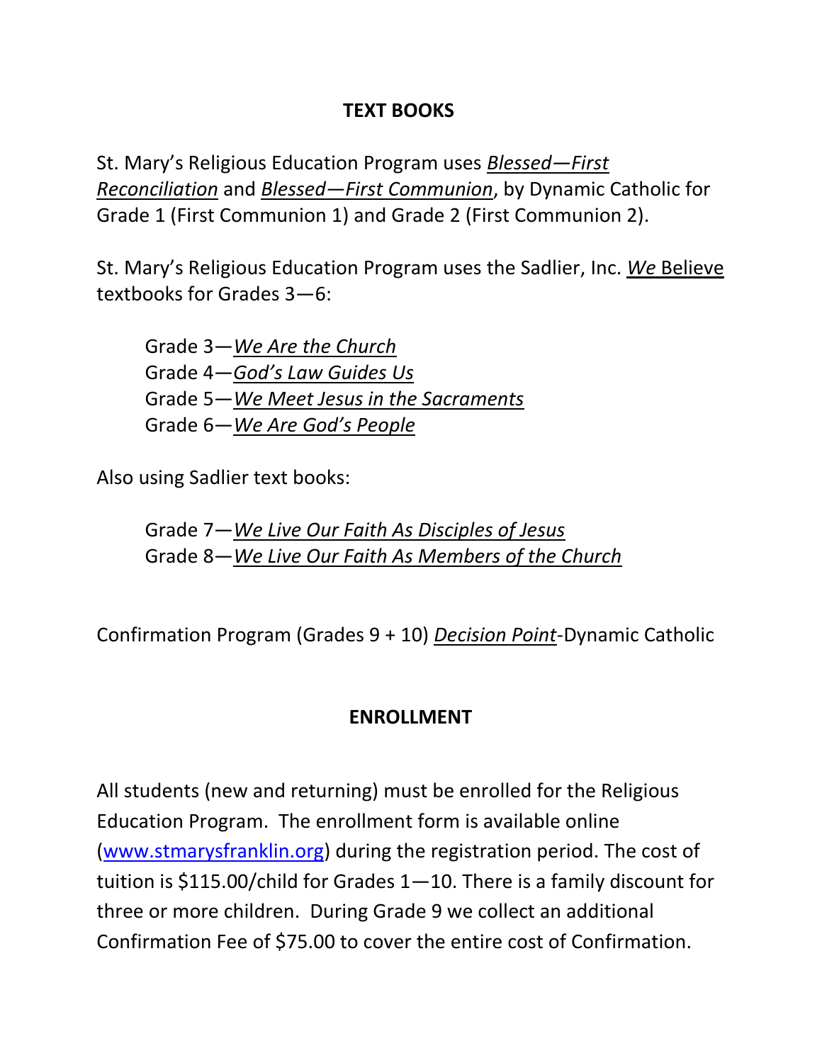## TEXT BOOKS

St. Mary's Religious Education Program uses *Blessed—First Reconciliation* and *Blessed—First Communion*, by Dynamic Catholic for Grade 1 (First Communion 1) and Grade 2 (First Communion 2).

St. Mary's Religious Education Program uses the Sadlier, Inc. *We* Believe textbooks for Grades 3—6:

Grade 3—*We Are the Church*
Grade 4—*God's Law Guides Us*
Grade 5—*We Meet Jesus in the Sacraments*
Grade 6—*We Are God's People*

Also using Sadlier text books:

Grade 7—*We Live Our Faith As Disciples of Jesus*
Grade 8—*We Live Our Faith As Members of the Church*

Confirmation Program (Grades 9 + 10) *Decision Point*-Dynamic Catholic

## ENROLLMENT

All students (new and returning) must be enrolled for the Religious Education Program. The enrollment form is available online (www.stmarysfranklin.org) during the registration period. The cost of tuition is $115.00/child for Grades 1—10. There is a family discount for three or more children. During Grade 9 we collect an additional Confirmation Fee of $75.00 to cover the entire cost of Confirmation.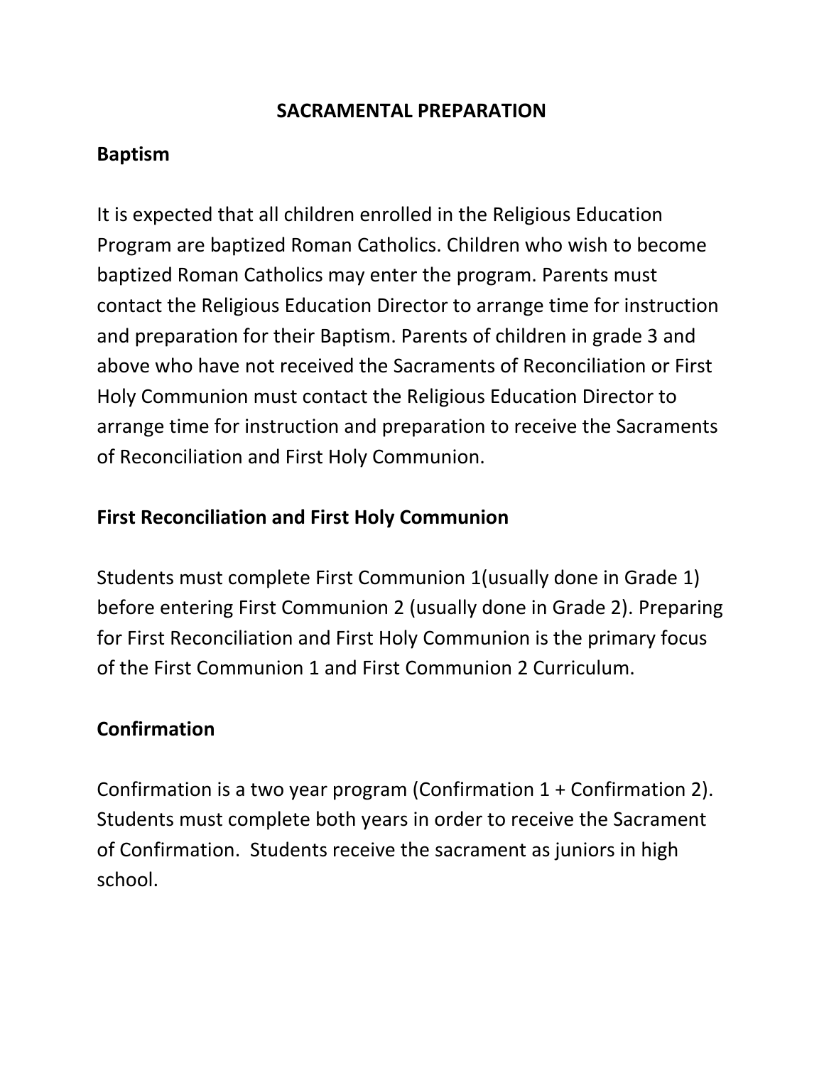# SACRAMENTAL PREPARATION

## Baptism

It is expected that all children enrolled in the Religious Education Program are baptized Roman Catholics. Children who wish to become baptized Roman Catholics may enter the program. Parents must contact the Religious Education Director to arrange time for instruction and preparation for their Baptism. Parents of children in grade 3 and above who have not received the Sacraments of Reconciliation or First Holy Communion must contact the Religious Education Director to arrange time for instruction and preparation to receive the Sacraments of Reconciliation and First Holy Communion.

## First Reconciliation and First Holy Communion

Students must complete First Communion 1(usually done in Grade 1) before entering First Communion 2 (usually done in Grade 2). Preparing for First Reconciliation and First Holy Communion is the primary focus of the First Communion 1 and First Communion 2 Curriculum.

## Confirmation

Confirmation is a two year program (Confirmation 1 + Confirmation 2). Students must complete both years in order to receive the Sacrament of Confirmation. Students receive the sacrament as juniors in high school.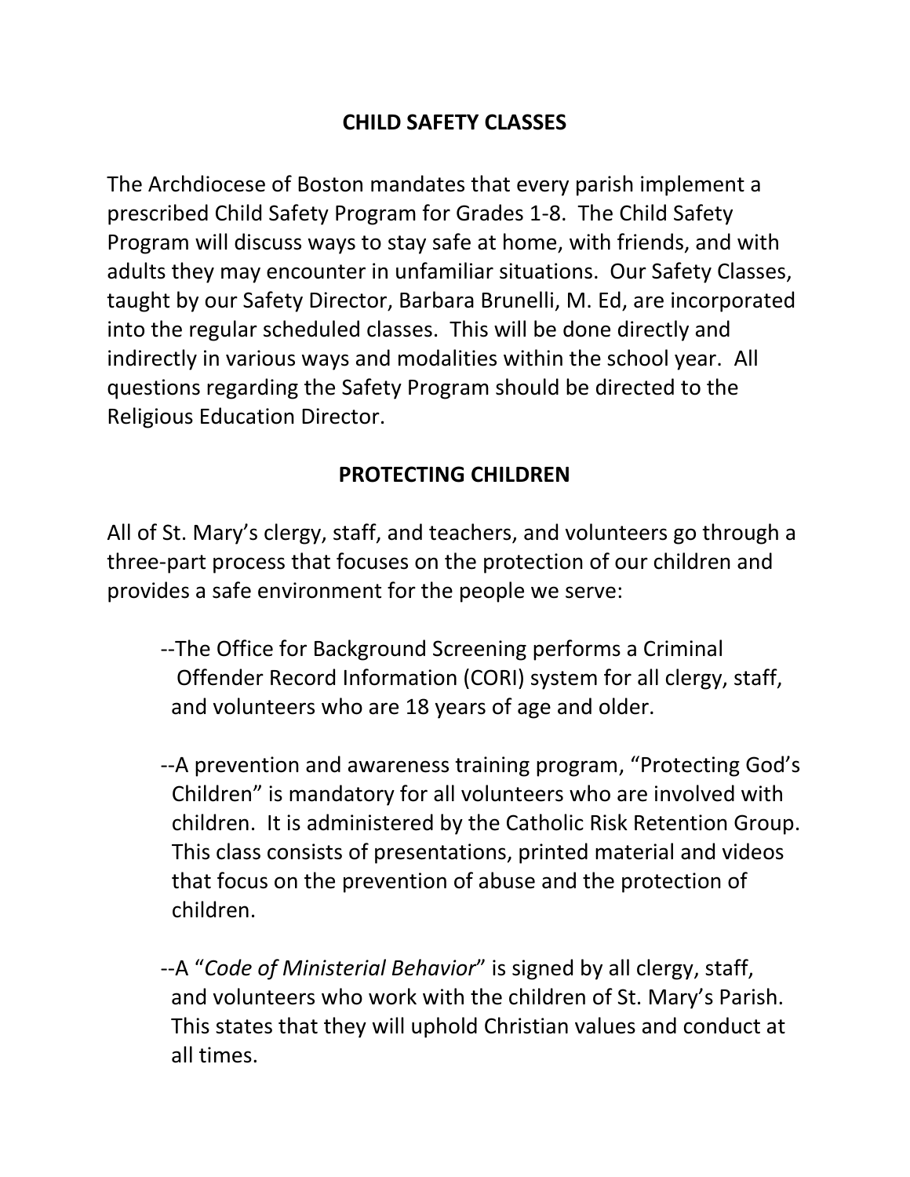## CHILD SAFETY CLASSES

The Archdiocese of Boston mandates that every parish implement a prescribed Child Safety Program for Grades 1-8. The Child Safety Program will discuss ways to stay safe at home, with friends, and with adults they may encounter in unfamiliar situations. Our Safety Classes, taught by our Safety Director, Barbara Brunelli, M. Ed, are incorporated into the regular scheduled classes. This will be done directly and indirectly in various ways and modalities within the school year. All questions regarding the Safety Program should be directed to the Religious Education Director.

## PROTECTING CHILDREN

All of St. Mary's clergy, staff, and teachers, and volunteers go through a three-part process that focuses on the protection of our children and provides a safe environment for the people we serve:

--The Office for Background Screening performs a Criminal Offender Record Information (CORI) system for all clergy, staff, and volunteers who are 18 years of age and older.

--A prevention and awareness training program, "Protecting God's Children" is mandatory for all volunteers who are involved with children. It is administered by the Catholic Risk Retention Group. This class consists of presentations, printed material and videos that focus on the prevention of abuse and the protection of children.

--A "*Code of Ministerial Behavior*" is signed by all clergy, staff, and volunteers who work with the children of St. Mary's Parish. This states that they will uphold Christian values and conduct at all times.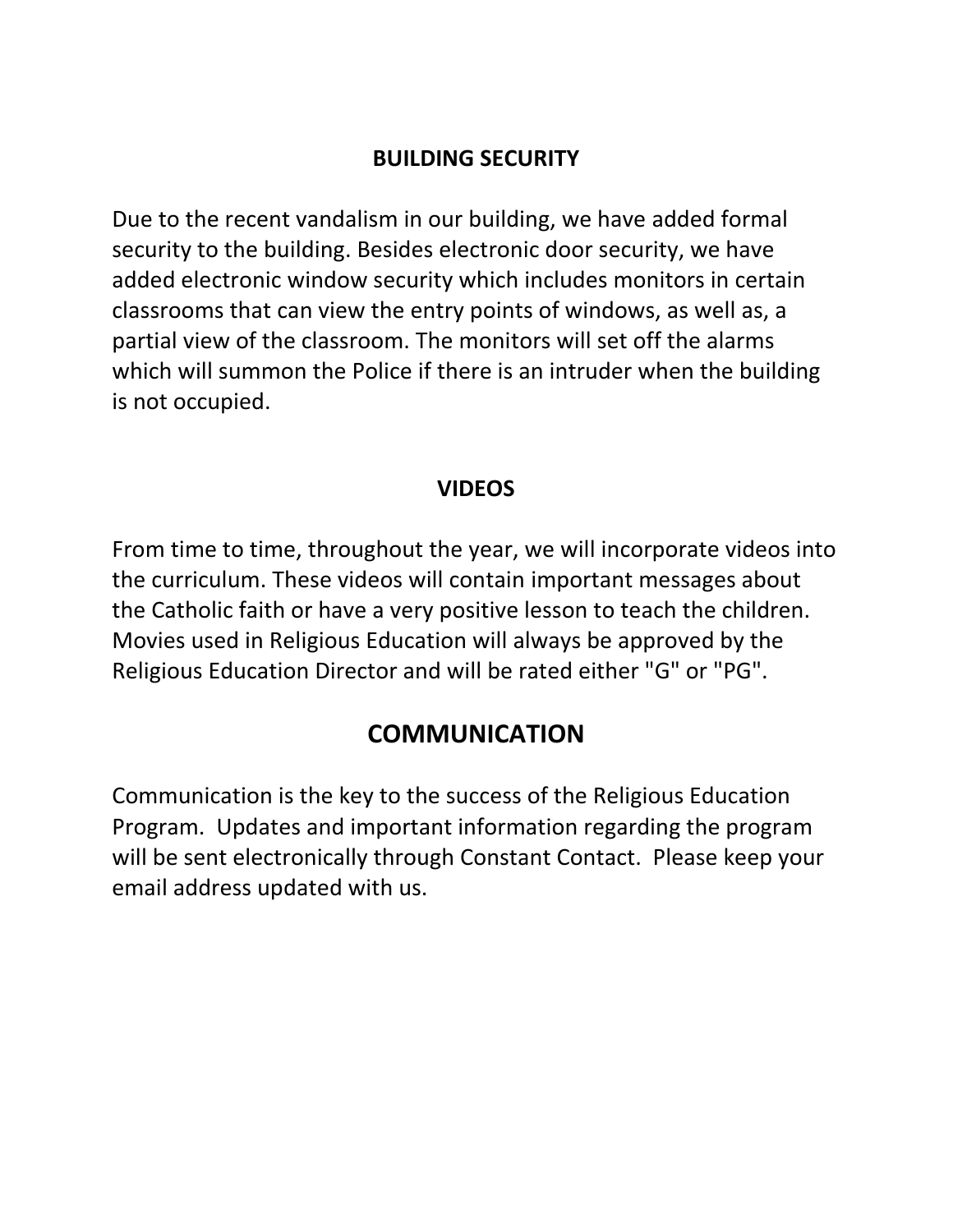## BUILDING SECURITY

Due to the recent vandalism in our building, we have added formal security to the building. Besides electronic door security, we have added electronic window security which includes monitors in certain classrooms that can view the entry points of windows, as well as, a partial view of the classroom. The monitors will set off the alarms which will summon the Police if there is an intruder when the building is not occupied.

## VIDEOS

From time to time, throughout the year, we will incorporate videos into the curriculum. These videos will contain important messages about the Catholic faith or have a very positive lesson to teach the children. Movies used in Religious Education will always be approved by the Religious Education Director and will be rated either "G" or "PG".

# COMMUNICATION

Communication is the key to the success of the Religious Education Program. Updates and important information regarding the program will be sent electronically through Constant Contact. Please keep your email address updated with us.